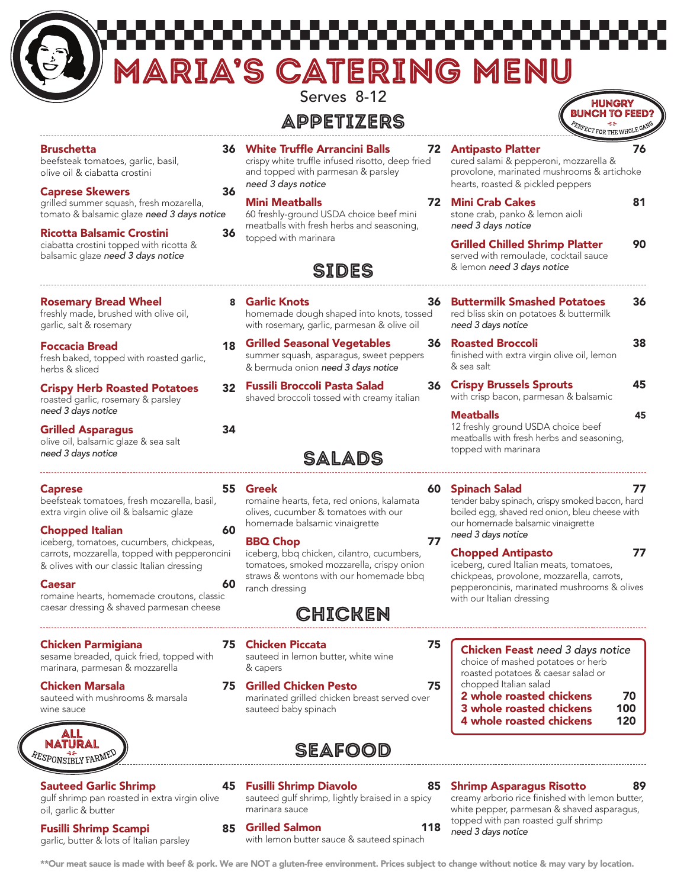# MARIA'S CATERING MENU

Serves 8-12

**HUNGRY BUNCH TO FEED?** PERFECT FOR THE WHOLE GANG

## APPETIZERS

**Bruschetta** 36
beefsteak tomatoes, garlic, basil, olive oil & ciabatta crostini

**Caprese Skewers** 36
grilled summer squash, fresh mozarella, tomato & balsamic glaze *need 3 days notice*

**Ricotta Balsamic Crostini** 36
ciabatta crostini topped with ricotta & balsamic glaze *need 3 days notice*

**White Truffle Arrancini Balls** 72
crispy white truffle infused risotto, deep fried and topped with parmesan & parsley *need 3 days notice*

**Mini Meatballs** 72
60 freshly-ground USDA choice beef mini meatballs with fresh herbs and seasoning, topped with marinara

**Antipasto Platter** 76
cured salami & pepperoni, mozzarella & provolone, marinated mushrooms & artichoke hearts, roasted & pickled peppers

**Mini Crab Cakes** 81
stone crab, panko & lemon aioli *need 3 days notice*

**Grilled Chilled Shrimp Platter** 90
served with remoulade, cocktail sauce & lemon *need 3 days notice*

## SIDES

**Rosemary Bread Wheel** 8
freshly made, brushed with olive oil, garlic, salt & rosemary

**Foccacia Bread** 18
fresh baked, topped with roasted garlic, herbs & sliced

**Crispy Herb Roasted Potatoes** 32
roasted garlic, rosemary & parsley *need 3 days notice*

**Grilled Asparagus** 34
olive oil, balsamic glaze & sea salt *need 3 days notice*

**Garlic Knots** 36
homemade dough shaped into knots, tossed with rosemary, garlic, parmesan & olive oil

**Grilled Seasonal Vegetables** 36
summer squash, asparagus, sweet peppers & bermuda onion *need 3 days notice*

**Fussili Broccoli Pasta Salad** 36
shaved broccoli tossed with creamy italian

**Buttermilk Smashed Potatoes** 36
red bliss skin on potatoes & buttermilk *need 3 days notice*

**Roasted Broccoli** 38
finished with extra virgin olive oil, lemon & sea salt

**Crispy Brussels Sprouts** 45
with crisp bacon, parmesan & balsamic

**Meatballs** 45
12 freshly ground USDA choice beef meatballs with fresh herbs and seasoning, topped with marinara

## SALADS

**Caprese** 55
beefsteak tomatoes, fresh mozarella, basil, extra virgin olive oil & balsamic glaze

**Chopped Italian** 60
iceberg, tomatoes, cucumbers, chickpeas, carrots, mozzarella, topped with pepperoncini & olives with our classic Italian dressing

**Caesar** 60
romaine hearts, homemade croutons, classic caesar dressing & shaved parmesan cheese

**Greek** 60
romaine hearts, feta, red onions, kalamata olives, cucumber & tomatoes with our homemade balsamic vinaigrette

**BBQ Chop** 77
iceberg, bbq chicken, cilantro, cucumbers, tomatoes, smoked mozzarella, crispy onion straws & wontons with our homemade bbq ranch dressing

**Spinach Salad** 77
tender baby spinach, crispy smoked bacon, hard boiled egg, shaved red onion, bleu cheese with our homemade balsamic vinaigrette *need 3 days notice*

**Chopped Antipasto** 77
iceberg, cured Italian meats, tomatoes, chickpeas, provolone, mozzarella, carrots, pepperoncinis, marinated mushrooms & olives with our Italian dressing

## CHICKEN

**Chicken Parmigiana** 75
sesame breaded, quick fried, topped with marinara, parmesan & mozzarella

**Chicken Marsala** 75
sauteed with mushrooms & marsala wine sauce

**Chicken Piccata** 75
sauteed in lemon butter, white wine & capers

**Grilled Chicken Pesto** 75
marinated grilled chicken breast served over sauteed baby spinach

**Chicken Feast** *need 3 days notice*
choice of mashed potatoes or herb roasted potatoes & caesar salad or chopped Italian salad

| | |
|---|---|
| **2 whole roasted chickens** | 70 |
| **3 whole roasted chickens** | 100 |
| **4 whole roasted chickens** | 120 |

**ALL NATURAL** RESPONSIBLY FARMED

## SEAFOOD

**Sauteed Garlic Shrimp** 45
gulf shrimp pan roasted in extra virgin olive oil, garlic & butter

**Fusilli Shrimp Scampi** 85
garlic, butter & lots of Italian parsley

**Fusilli Shrimp Diavolo** 85
sauteed gulf shrimp, lightly braised in a spicy marinara sauce

**Grilled Salmon** 118
with lemon butter sauce & sauteed spinach

**Shrimp Asparagus Risotto** 89
creamy arborio rice finished with lemon butter, white pepper, parmesan & shaved asparagus, topped with pan roasted gulf shrimp *need 3 days notice*

**\*\*Our meat sauce is made with beef & pork. We are NOT a gluten-free environment. Prices subject to change without notice & may vary by location.**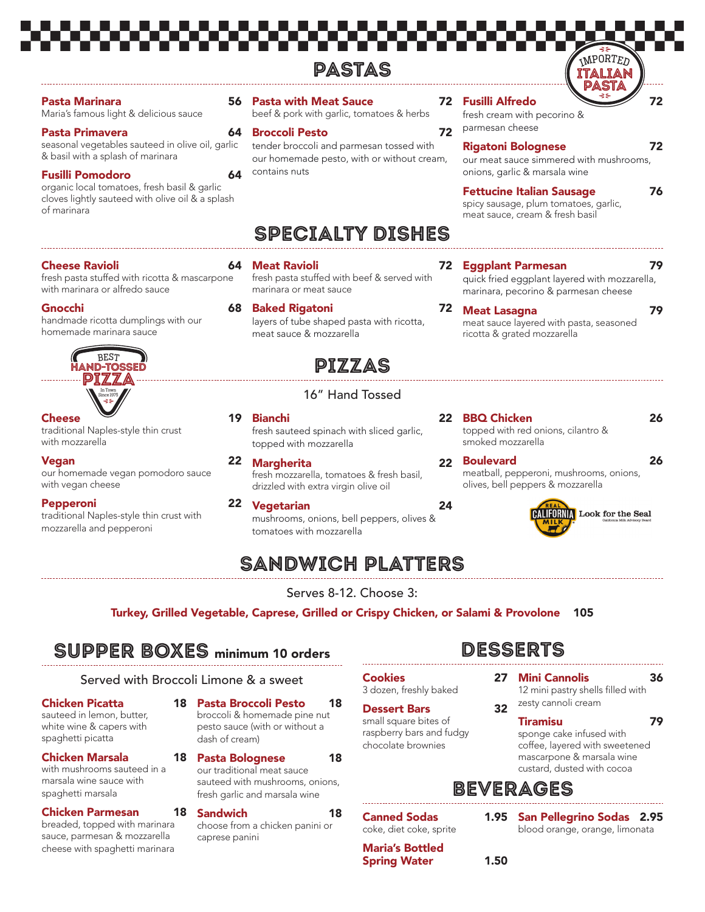## PASTAS

IMPORTED ITALIAN PASTA

**Pasta Marinara** 56
Maria's famous light & delicious sauce

**Pasta Primavera** 64
seasonal vegetables sauteed in olive oil, garlic & basil with a splash of marinara

**Fusilli Pomodoro** 64
organic local tomatoes, fresh basil & garlic cloves lightly sauteed with olive oil & a splash of marinara

**Pasta with Meat Sauce** 72
beef & pork with garlic, tomatoes & herbs

**Broccoli Pesto** 72
tender broccoli and parmesan tossed with our homemade pesto, with or without cream, contains nuts

**Fusilli Alfredo** 72
fresh cream with pecorino & parmesan cheese

**Rigatoni Bolognese** 72
our meat sauce simmered with mushrooms, onions, garlic & marsala wine

**Fettucine Italian Sausage** 76
spicy sausage, plum tomatoes, garlic, meat sauce, cream & fresh basil

## SPECIALTY DISHES

**Cheese Ravioli** 64
fresh pasta stuffed with ricotta & mascarpone with marinara or alfredo sauce

**Gnocchi** 68
handmade ricotta dumplings with our homemade marinara sauce

**Meat Ravioli** 72
fresh pasta stuffed with beef & served with marinara or meat sauce

**Baked Rigatoni** 72
layers of tube shaped pasta with ricotta, meat sauce & mozzarella

**Eggplant Parmesan** 79
quick fried eggplant layered with mozzarella, marinara, pecorino & parmesan cheese

**Meat Lasagna** 79
meat sauce layered with pasta, seasoned ricotta & grated mozzarella

## PIZZAS

BEST HAND-TOSSED PIZZA — In Town Since 1975

16" Hand Tossed

**Cheese** 19
traditional Naples-style thin crust with mozzarella

**Vegan** 22
our homemade vegan pomodoro sauce with vegan cheese

**Pepperoni** 22
traditional Naples-style thin crust with mozzarella and pepperoni

**Bianchi** 22
fresh sauteed spinach with sliced garlic, topped with mozzarella

**Margherita** 22
fresh mozzarella, tomatoes & fresh basil, drizzled with extra virgin olive oil

**Vegetarian** 24
mushrooms, onions, bell peppers, olives & tomatoes with mozzarella

**BBQ Chicken** 26
topped with red onions, cilantro & smoked mozzarella

**Boulevard** 26
meatball, pepperoni, mushrooms, onions, olives, bell peppers & mozzarella

REAL CALIFORNIA MILK — Look for the Seal — California Milk Advisory Board

## SANDWICH PLATTERS

Serves 8-12. Choose 3:

**Turkey, Grilled Vegetable, Caprese, Grilled or Crispy Chicken, or Salami & Provolone** 105

## SUPPER BOXES minimum 10 orders

Served with Broccoli Limone & a sweet

**Chicken Picatta** 18
sauteed in lemon, butter, white wine & capers with spaghetti picatta

**Chicken Marsala** 18
with mushrooms sauteed in a marsala wine sauce with spaghetti marsala

**Chicken Parmesan** 18
breaded, topped with marinara sauce, parmesan & mozzarella cheese with spaghetti marinara

**Pasta Broccoli Pesto** 18
broccoli & homemade pine nut pesto sauce (with or without a dash of cream)

**Pasta Bolognese** 18
our traditional meat sauce sauteed with mushrooms, onions, fresh garlic and marsala wine

**Sandwich** 18
choose from a chicken panini or caprese panini

## DESSERTS

**Cookies** 27
3 dozen, freshly baked

**Dessert Bars** 32
small square bites of raspberry bars and fudgy chocolate brownies

**Mini Cannolis** 36
12 mini pastry shells filled with zesty cannoli cream

**Tiramisu** 79
sponge cake infused with coffee, layered with sweetened mascarpone & marsala wine custard, dusted with cocoa

## BEVERAGES

**Canned Sodas** 1.95
coke, diet coke, sprite

**Maria's Bottled Spring Water** 1.50

**San Pellegrino Sodas** 2.95
blood orange, orange, limonata